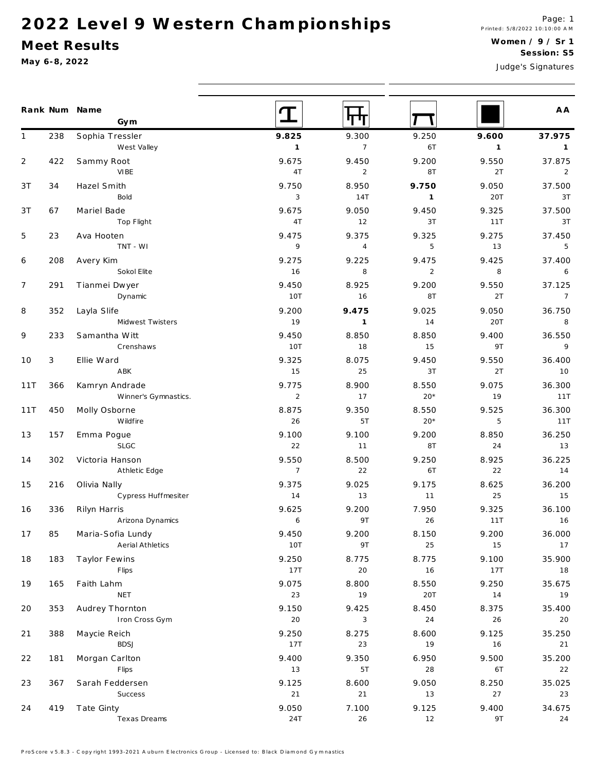# 2022 Level 9 Western Championships

## Meet Results

**May 6-8, 2022**

Printed: 5/8/2022 10:10:00 AM

**Women / 9 / Sr 1**
**Session: S5**

Judge's Signatures

| Rank | Num | Name / Gym | Vault | Bars | Beam | Floor | AA |
|---|---|---|---|---|---|---|---|
| 1 | 238 | Sophia Tressler<br>West Valley | **9.825**<br>1 | 9.300<br>7 | 9.250<br>6T | **9.600**<br>1 | **37.975**<br>1 |
| 2 | 422 | Sammy Root<br>VIBE | 9.675<br>4T | 9.450<br>2 | 9.200<br>8T | 9.550<br>2T | 37.875<br>2 |
| 3T | 34 | Hazel Smith<br>Bold | 9.750<br>3 | 8.950<br>14T | **9.750**<br>1 | 9.050<br>20T | 37.500<br>3T |
| 3T | 67 | Mariel Bade<br>Top Flight | 9.675<br>4T | 9.050<br>12 | 9.450<br>3T | 9.325<br>11T | 37.500<br>3T |
| 5 | 23 | Ava Hooten<br>TNT - WI | 9.475<br>9 | 9.375<br>4 | 9.325<br>5 | 9.275<br>13 | 37.450<br>5 |
| 6 | 208 | Avery Kim<br>Sokol Elite | 9.275<br>16 | 9.225<br>8 | 9.475<br>2 | 9.425<br>8 | 37.400<br>6 |
| 7 | 291 | Tianmei Dwyer<br>Dynamic | 9.450<br>10T | 8.925<br>16 | 9.200<br>8T | 9.550<br>2T | 37.125<br>7 |
| 8 | 352 | Layla Slife<br>Midwest Twisters | 9.200<br>19 | **9.475**<br>1 | 9.025<br>14 | 9.050<br>20T | 36.750<br>8 |
| 9 | 233 | Samantha Witt<br>Crenshaws | 9.450<br>10T | 8.850<br>18 | 8.850<br>15 | 9.400<br>9T | 36.550<br>9 |
| 10 | 3 | Ellie Ward<br>ABK | 9.325<br>15 | 8.075<br>25 | 9.450<br>3T | 9.550<br>2T | 36.400<br>10 |
| 11T | 366 | Kamryn Andrade<br>Winner's Gymnastics. | 9.775<br>2 | 8.900<br>17 | 8.550<br>20* | 9.075<br>19 | 36.300<br>11T |
| 11T | 450 | Molly Osborne<br>Wildfire | 8.875<br>26 | 9.350<br>5T | 8.550<br>20* | 9.525<br>5 | 36.300<br>11T |
| 13 | 157 | Emma Pogue<br>SLGC | 9.100<br>22 | 9.100<br>11 | 9.200<br>8T | 8.850<br>24 | 36.250<br>13 |
| 14 | 302 | Victoria Hanson<br>Athletic Edge | 9.550<br>7 | 8.500<br>22 | 9.250<br>6T | 8.925<br>22 | 36.225<br>14 |
| 15 | 216 | Olivia Nally<br>Cypress Huffmesiter | 9.375<br>14 | 9.025<br>13 | 9.175<br>11 | 8.625<br>25 | 36.200<br>15 |
| 16 | 336 | Rilyn Harris<br>Arizona Dynamics | 9.625<br>6 | 9.200<br>9T | 7.950<br>26 | 9.325<br>11T | 36.100<br>16 |
| 17 | 85 | Maria-Sofia Lundy<br>Aerial Athletics | 9.450<br>10T | 9.200<br>9T | 8.150<br>25 | 9.200<br>15 | 36.000<br>17 |
| 18 | 183 | Taylor Fewins<br>Flips | 9.250<br>17T | 8.775<br>20 | 8.775<br>16 | 9.100<br>17T | 35.900<br>18 |
| 19 | 165 | Faith Lahm<br>NET | 9.075<br>23 | 8.800<br>19 | 8.550<br>20T | 9.250<br>14 | 35.675<br>19 |
| 20 | 353 | Audrey Thornton<br>Iron Cross Gym | 9.150<br>20 | 9.425<br>3 | 8.450<br>24 | 8.375<br>26 | 35.400<br>20 |
| 21 | 388 | Maycie Reich<br>BDSJ | 9.250<br>17T | 8.275<br>23 | 8.600<br>19 | 9.125<br>16 | 35.250<br>21 |
| 22 | 181 | Morgan Carlton<br>Flips | 9.400<br>13 | 9.350<br>5T | 6.950<br>28 | 9.500<br>6T | 35.200<br>22 |
| 23 | 367 | Sarah Feddersen<br>Success | 9.125<br>21 | 8.600<br>21 | 9.050<br>13 | 8.250<br>27 | 35.025<br>23 |
| 24 | 419 | Tate Ginty<br>Texas Dreams | 9.050<br>24T | 7.100<br>26 | 9.125<br>12 | 9.400<br>9T | 34.675<br>24 |

ProScore v5.8.3 - Copyright 1993-2021 Auburn Electronics Group - Licensed to: Black Diamond Gymnastics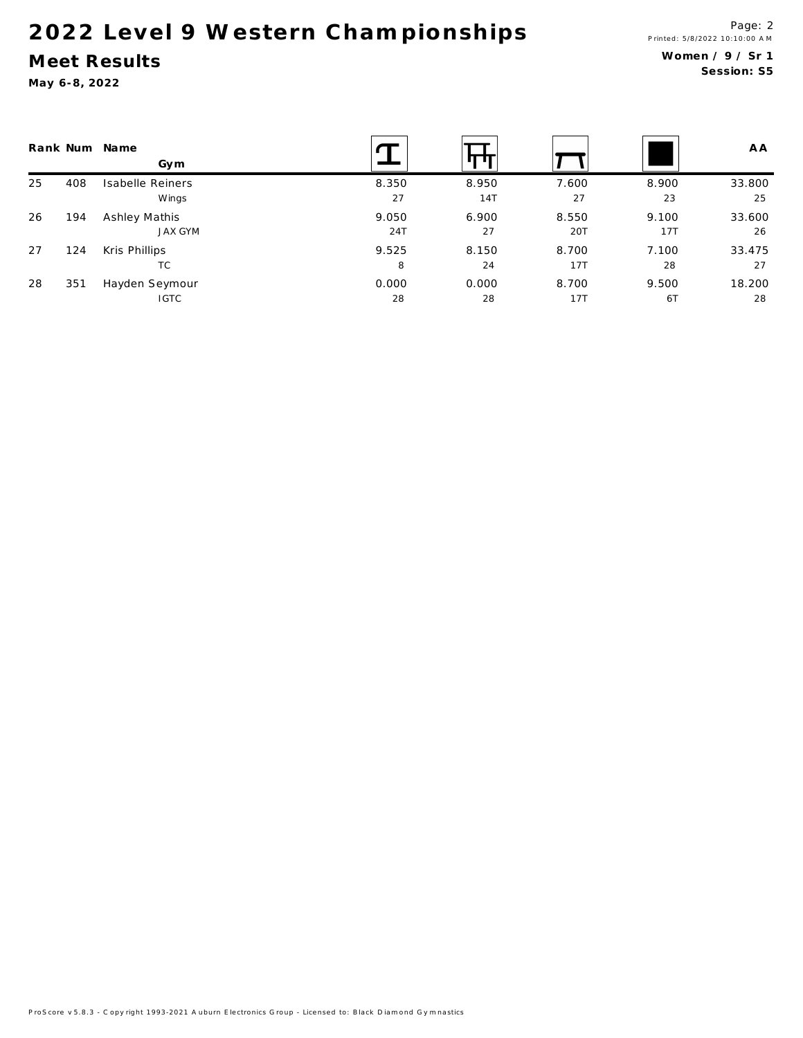# 2022 Level 9 Western Championships

## Meet Results

**May 6-8, 2022**

**Women / 9 / Sr 1**
**Session: S5**

| Rank | Num | Name / Gym | Vault | Bars | Beam | Floor | AA |
|---|---|---|---|---|---|---|---|
| 25 | 408 | Isabelle Reiners | 8.350 | 8.950 | 7.600 | 8.900 | 33.800 |
| | | Wings | 27 | 14T | 27 | 23 | 25 |
| 26 | 194 | Ashley Mathis | 9.050 | 6.900 | 8.550 | 9.100 | 33.600 |
| | | JAX GYM | 24T | 27 | 20T | 17T | 26 |
| 27 | 124 | Kris Phillips | 9.525 | 8.150 | 8.700 | 7.100 | 33.475 |
| | | TC | 8 | 24 | 17T | 28 | 27 |
| 28 | 351 | Hayden Seymour | 0.000 | 0.000 | 8.700 | 9.500 | 18.200 |
| | | IGTC | 28 | 28 | 17T | 6T | 28 |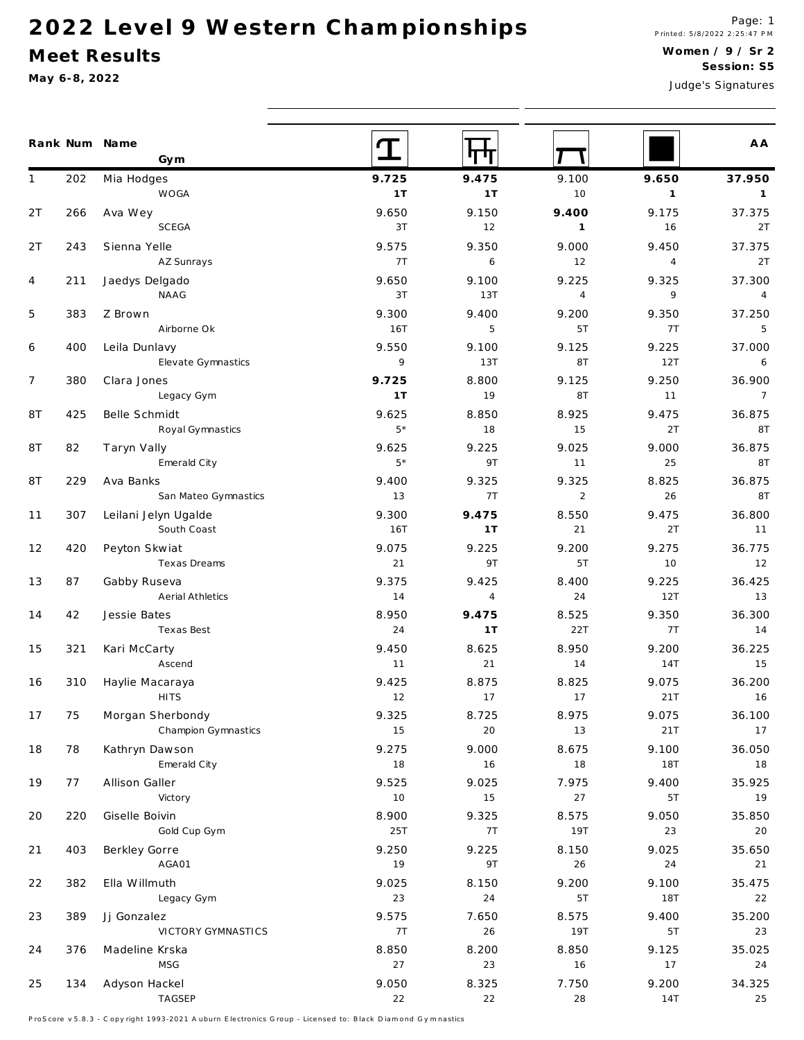# 2022 Level 9 Western Championships

## Meet Results

**May 6-8, 2022**

Printed: 5/8/2022 2:25:47 PM

**Women / 9 / Sr 2**
**Session: S5**

Judge's Signatures

| Rank | Num | Name / Gym | Vault | Bars | Beam | Floor | AA |
|---|---|---|---|---|---|---|---|
| 1 | 202 | Mia Hodges<br>WOGA | **9.725**<br>**1T** | **9.475**<br>**1T** | 9.100<br>10 | **9.650**<br>**1** | **37.950**<br>**1** |
| 2T | 266 | Ava Wey<br>SCEGA | 9.650<br>3T | 9.150<br>12 | **9.400**<br>**1** | 9.175<br>16 | 37.375<br>2T |
| 2T | 243 | Sienna Yelle<br>AZ Sunrays | 9.575<br>7T | 9.350<br>6 | 9.000<br>12 | 9.450<br>4 | 37.375<br>2T |
| 4 | 211 | Jaedys Delgado<br>NAAG | 9.650<br>3T | 9.100<br>13T | 9.225<br>4 | 9.325<br>9 | 37.300<br>4 |
| 5 | 383 | Z Brown<br>Airborne Ok | 9.300<br>16T | 9.400<br>5 | 9.200<br>5T | 9.350<br>7T | 37.250<br>5 |
| 6 | 400 | Leila Dunlavy<br>Elevate Gymnastics | 9.550<br>9 | 9.100<br>13T | 9.125<br>8T | 9.225<br>12T | 37.000<br>6 |
| 7 | 380 | Clara Jones<br>Legacy Gym | **9.725**<br>**1T** | 8.800<br>19 | 9.125<br>8T | 9.250<br>11 | 36.900<br>7 |
| 8T | 425 | Belle Schmidt<br>Royal Gymnastics | 9.625<br>5* | 8.850<br>18 | 8.925<br>15 | 9.475<br>2T | 36.875<br>8T |
| 8T | 82 | Taryn Vally<br>Emerald City | 9.625<br>5* | 9.225<br>9T | 9.025<br>11 | 9.000<br>25 | 36.875<br>8T |
| 8T | 229 | Ava Banks<br>San Mateo Gymnastics | 9.400<br>13 | 9.325<br>7T | 9.325<br>2 | 8.825<br>26 | 36.875<br>8T |
| 11 | 307 | Leilani Jelyn Ugalde<br>South Coast | 9.300<br>16T | **9.475**<br>**1T** | 8.550<br>21 | 9.475<br>2T | 36.800<br>11 |
| 12 | 420 | Peyton Skwiat<br>Texas Dreams | 9.075<br>21 | 9.225<br>9T | 9.200<br>5T | 9.275<br>10 | 36.775<br>12 |
| 13 | 87 | Gabby Ruseva<br>Aerial Athletics | 9.375<br>14 | 9.425<br>4 | 8.400<br>24 | 9.225<br>12T | 36.425<br>13 |
| 14 | 42 | Jessie Bates<br>Texas Best | 8.950<br>24 | **9.475**<br>**1T** | 8.525<br>22T | 9.350<br>7T | 36.300<br>14 |
| 15 | 321 | Kari McCarty<br>Ascend | 9.450<br>11 | 8.625<br>21 | 8.950<br>14 | 9.200<br>14T | 36.225<br>15 |
| 16 | 310 | Haylie Macaraya<br>HITS | 9.425<br>12 | 8.875<br>17 | 8.825<br>17 | 9.075<br>21T | 36.200<br>16 |
| 17 | 75 | Morgan Sherbondy<br>Champion Gymnastics | 9.325<br>15 | 8.725<br>20 | 8.975<br>13 | 9.075<br>21T | 36.100<br>17 |
| 18 | 78 | Kathryn Dawson<br>Emerald City | 9.275<br>18 | 9.000<br>16 | 8.675<br>18 | 9.100<br>18T | 36.050<br>18 |
| 19 | 77 | Allison Galler<br>Victory | 9.525<br>10 | 9.025<br>15 | 7.975<br>27 | 9.400<br>5T | 35.925<br>19 |
| 20 | 220 | Giselle Boivin<br>Gold Cup Gym | 8.900<br>25T | 9.325<br>7T | 8.575<br>19T | 9.050<br>23 | 35.850<br>20 |
| 21 | 403 | Berkley Gorre<br>AGA01 | 9.250<br>19 | 9.225<br>9T | 8.150<br>26 | 9.025<br>24 | 35.650<br>21 |
| 22 | 382 | Ella Willmuth<br>Legacy Gym | 9.025<br>23 | 8.150<br>24 | 9.200<br>5T | 9.100<br>18T | 35.475<br>22 |
| 23 | 389 | Jj Gonzalez<br>VICTORY GYMNASTICS | 9.575<br>7T | 7.650<br>26 | 8.575<br>19T | 9.400<br>5T | 35.200<br>23 |
| 24 | 376 | Madeline Krska<br>MSG | 8.850<br>27 | 8.200<br>23 | 8.850<br>16 | 9.125<br>17 | 35.025<br>24 |
| 25 | 134 | Adyson Hackel<br>TAGSEP | 9.050<br>22 | 8.325<br>22 | 7.750<br>28 | 9.200<br>14T | 34.325<br>25 |

ProScore v5.8.3 - Copyright 1993-2021 Auburn Electronics Group - Licensed to: Black Diamond Gymnastics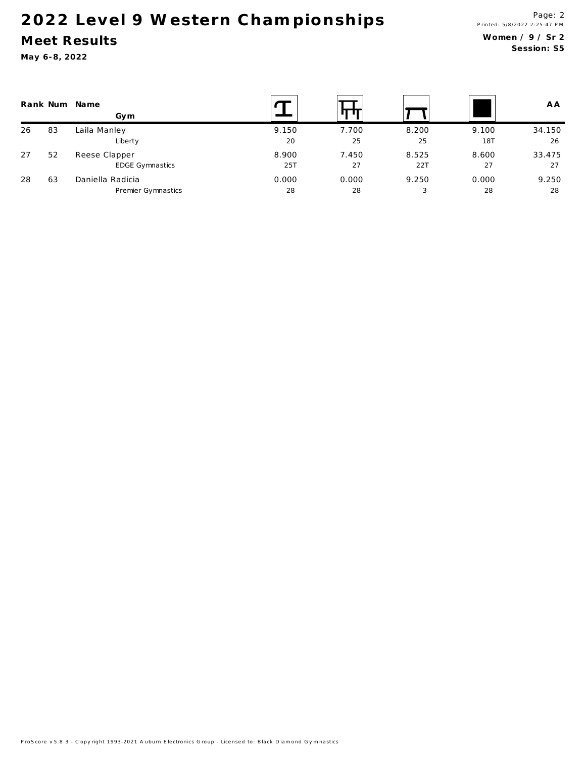# 2022 Level 9 Western Championships

## Meet Results

**May 6-8, 2022**

**Women / 9 / Sr 2**
**Session: S5**

| Rank | Num | Name / Gym | Vault | Bars | Beam | Floor | AA |
|---|---|---|---|---|---|---|---|
| 26 | 83 | Laila Manley | 9.150 | 7.700 | 8.200 | 9.100 | 34.150 |
| | | Liberty | 20 | 25 | 25 | 18T | 26 |
| 27 | 52 | Reese Clapper | 8.900 | 7.450 | 8.525 | 8.600 | 33.475 |
| | | EDGE Gymnastics | 25T | 27 | 22T | 27 | 27 |
| 28 | 63 | Daniella Radicia | 0.000 | 0.000 | 9.250 | 0.000 | 9.250 |
| | | Premier Gymnastics | 28 | 28 | 3 | 28 | 28 |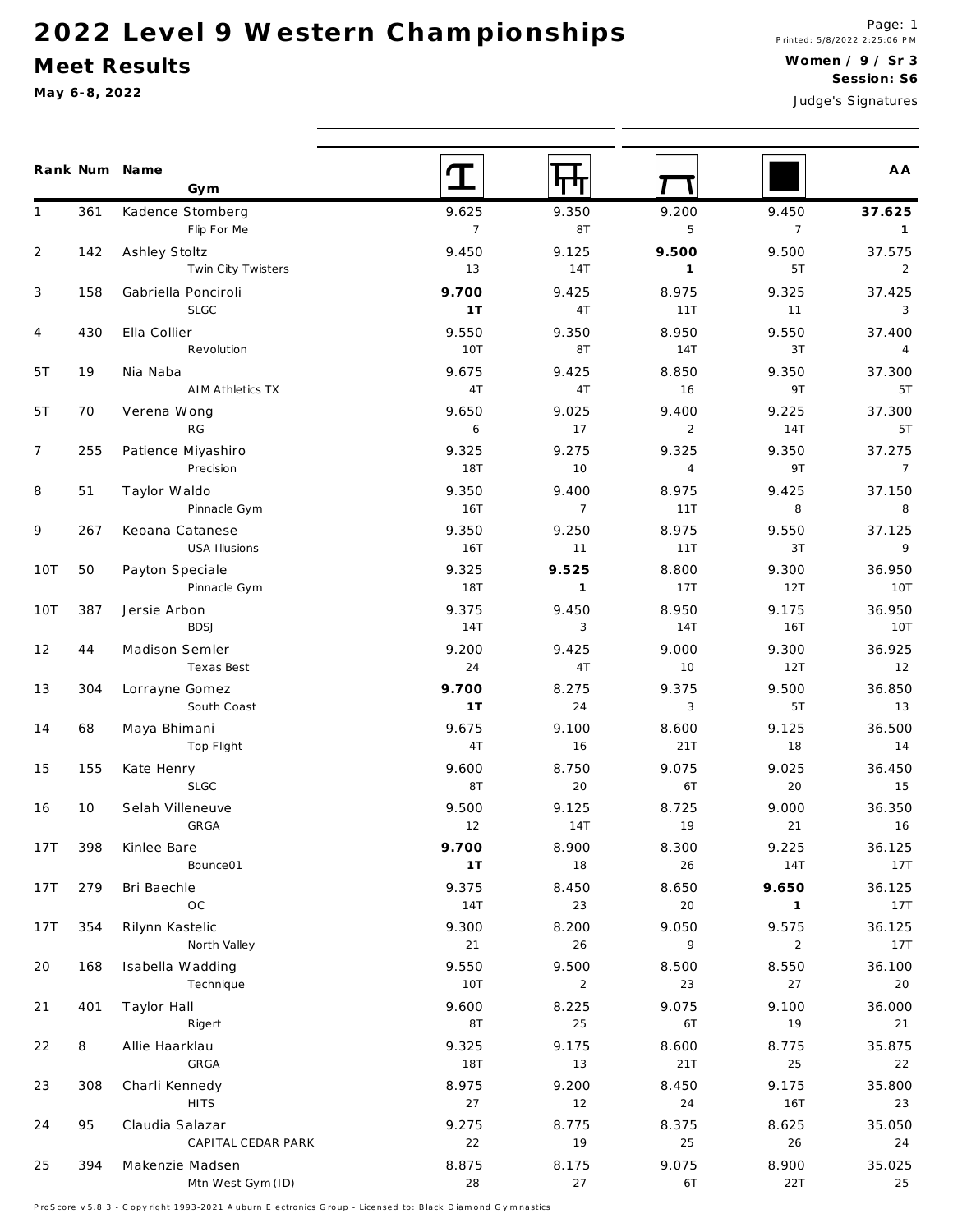# 2022 Level 9 Western Championships

## Meet Results

May 6-8, 2022

Printed: 5/8/2022 2:25:06 PM

**Women / 9 / Sr 3**
**Session: S6**

Judge's Signatures

| Rank | Num | Name / Gym | Vault | Bars | Beam | Floor | AA |
|---|---|---|---|---|---|---|---|
| 1 | 361 | Kadence Stomberg<br>Flip For Me | 9.625<br>7 | 9.350<br>8T | 9.200<br>5 | 9.450<br>7 | **37.625**<br>**1** |
| 2 | 142 | Ashley Stoltz<br>Twin City Twisters | 9.450<br>13 | 9.125<br>14T | **9.500**<br>**1** | 9.500<br>5T | 37.575<br>2 |
| 3 | 158 | Gabriella Ponciroli<br>SLGC | **9.700**<br>**1T** | 9.425<br>4T | 8.975<br>11T | 9.325<br>11 | 37.425<br>3 |
| 4 | 430 | Ella Collier<br>Revolution | 9.550<br>10T | 9.350<br>8T | 8.950<br>14T | 9.550<br>3T | 37.400<br>4 |
| 5T | 19 | Nia Naba<br>AIM Athletics TX | 9.675<br>4T | 9.425<br>4T | 8.850<br>16 | 9.350<br>9T | 37.300<br>5T |
| 5T | 70 | Verena Wong<br>RG | 9.650<br>6 | 9.025<br>17 | 9.400<br>2 | 9.225<br>14T | 37.300<br>5T |
| 7 | 255 | Patience Miyashiro<br>Precision | 9.325<br>18T | 9.275<br>10 | 9.325<br>4 | 9.350<br>9T | 37.275<br>7 |
| 8 | 51 | Taylor Waldo<br>Pinnacle Gym | 9.350<br>16T | 9.400<br>7 | 8.975<br>11T | 9.425<br>8 | 37.150<br>8 |
| 9 | 267 | Keoana Catanese<br>USA Illusions | 9.350<br>16T | 9.250<br>11 | 8.975<br>11T | 9.550<br>3T | 37.125<br>9 |
| 10T | 50 | Payton Speciale<br>Pinnacle Gym | 9.325<br>18T | **9.525**<br>**1** | 8.800<br>17T | 9.300<br>12T | 36.950<br>10T |
| 10T | 387 | Jersie Arbon<br>BDSJ | 9.375<br>14T | 9.450<br>3 | 8.950<br>14T | 9.175<br>16T | 36.950<br>10T |
| 12 | 44 | Madison Semler<br>Texas Best | 9.200<br>24 | 9.425<br>4T | 9.000<br>10 | 9.300<br>12T | 36.925<br>12 |
| 13 | 304 | Lorrayne Gomez<br>South Coast | **9.700**<br>**1T** | 8.275<br>24 | 9.375<br>3 | 9.500<br>5T | 36.850<br>13 |
| 14 | 68 | Maya Bhimani<br>Top Flight | 9.675<br>4T | 9.100<br>16 | 8.600<br>21T | 9.125<br>18 | 36.500<br>14 |
| 15 | 155 | Kate Henry<br>SLGC | 9.600<br>8T | 8.750<br>20 | 9.075<br>6T | 9.025<br>20 | 36.450<br>15 |
| 16 | 10 | Selah Villeneuve<br>GRGA | 9.500<br>12 | 9.125<br>14T | 8.725<br>19 | 9.000<br>21 | 36.350<br>16 |
| 17T | 398 | Kinlee Bare<br>Bounce01 | **9.700**<br>**1T** | 8.900<br>18 | 8.300<br>26 | 9.225<br>14T | 36.125<br>17T |
| 17T | 279 | Bri Baechle<br>OC | 9.375<br>14T | 8.450<br>23 | 8.650<br>20 | **9.650**<br>**1** | 36.125<br>17T |
| 17T | 354 | Rilynn Kastelic<br>North Valley | 9.300<br>21 | 8.200<br>26 | 9.050<br>9 | 9.575<br>2 | 36.125<br>17T |
| 20 | 168 | Isabella Wadding<br>Technique | 9.550<br>10T | 9.500<br>2 | 8.500<br>23 | 8.550<br>27 | 36.100<br>20 |
| 21 | 401 | Taylor Hall<br>Rigert | 9.600<br>8T | 8.225<br>25 | 9.075<br>6T | 9.100<br>19 | 36.000<br>21 |
| 22 | 8 | Allie Haarklau<br>GRGA | 9.325<br>18T | 9.175<br>13 | 8.600<br>21T | 8.775<br>25 | 35.875<br>22 |
| 23 | 308 | Charli Kennedy<br>HITS | 8.975<br>27 | 9.200<br>12 | 8.450<br>24 | 9.175<br>16T | 35.800<br>23 |
| 24 | 95 | Claudia Salazar<br>CAPITAL CEDAR PARK | 9.275<br>22 | 8.775<br>19 | 8.375<br>25 | 8.625<br>26 | 35.050<br>24 |
| 25 | 394 | Makenzie Madsen<br>Mtn West Gym (ID) | 8.875<br>28 | 8.175<br>27 | 9.075<br>6T | 8.900<br>22T | 35.025<br>25 |

ProScore v5.8.3 - Copyright 1993-2021 Auburn Electronics Group - Licensed to: Black Diamond Gymnastics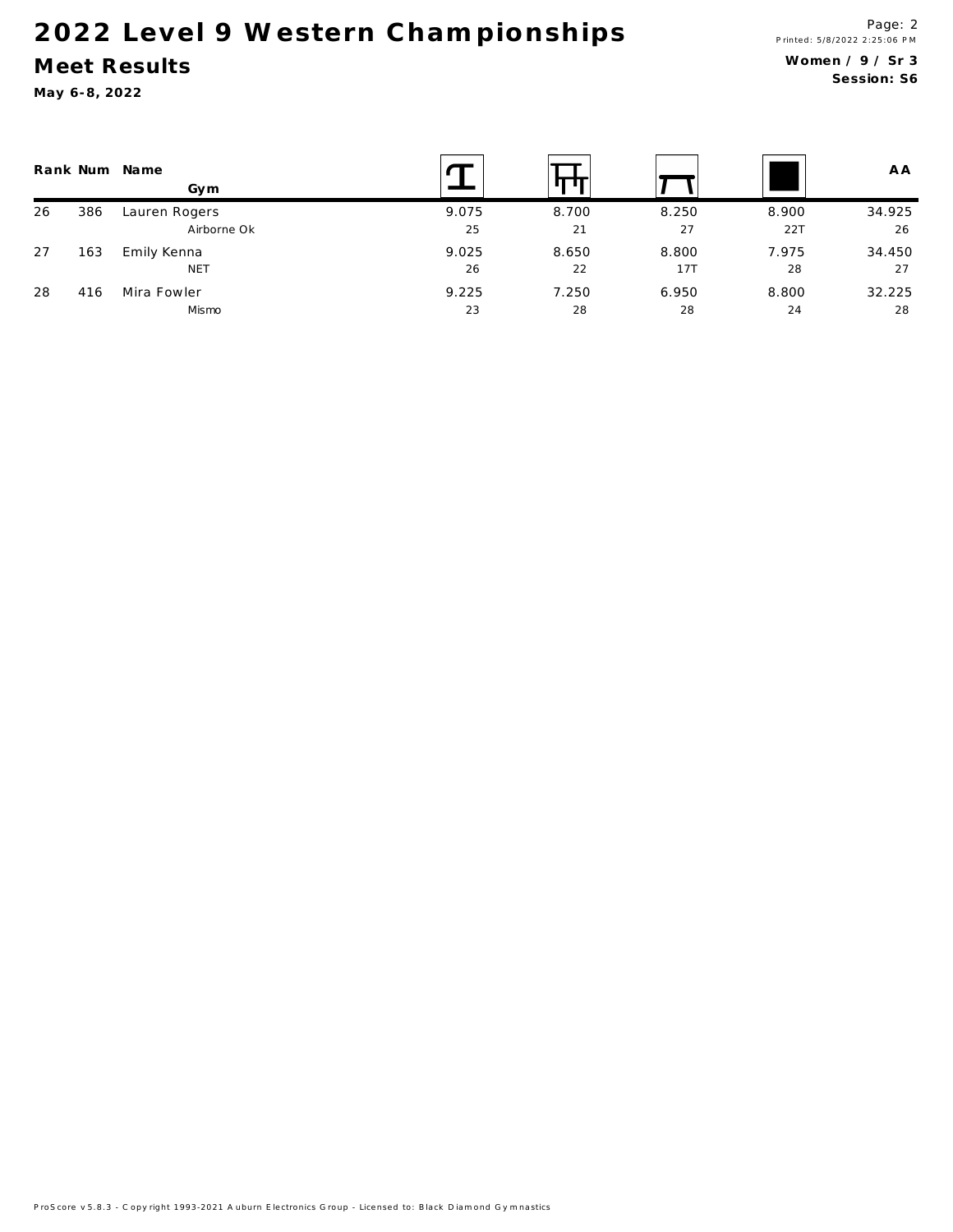# 2022 Level 9 Western Championships

## Meet Results

**May 6-8, 2022**

**Women / 9 / Sr 3**
**Session: S6**

| Rank | Num | Name / Gym | Vault | Bars | Beam | Floor | AA |
|---|---|---|---|---|---|---|---|
| 26 | 386 | Lauren Rogers | 9.075 | 8.700 | 8.250 | 8.900 | 34.925 |
| | | Airborne Ok | 25 | 21 | 27 | 22T | 26 |
| 27 | 163 | Emily Kenna | 9.025 | 8.650 | 8.800 | 7.975 | 34.450 |
| | | NET | 26 | 22 | 17T | 28 | 27 |
| 28 | 416 | Mira Fowler | 9.225 | 7.250 | 6.950 | 8.800 | 32.225 |
| | | Mismo | 23 | 28 | 28 | 24 | 28 |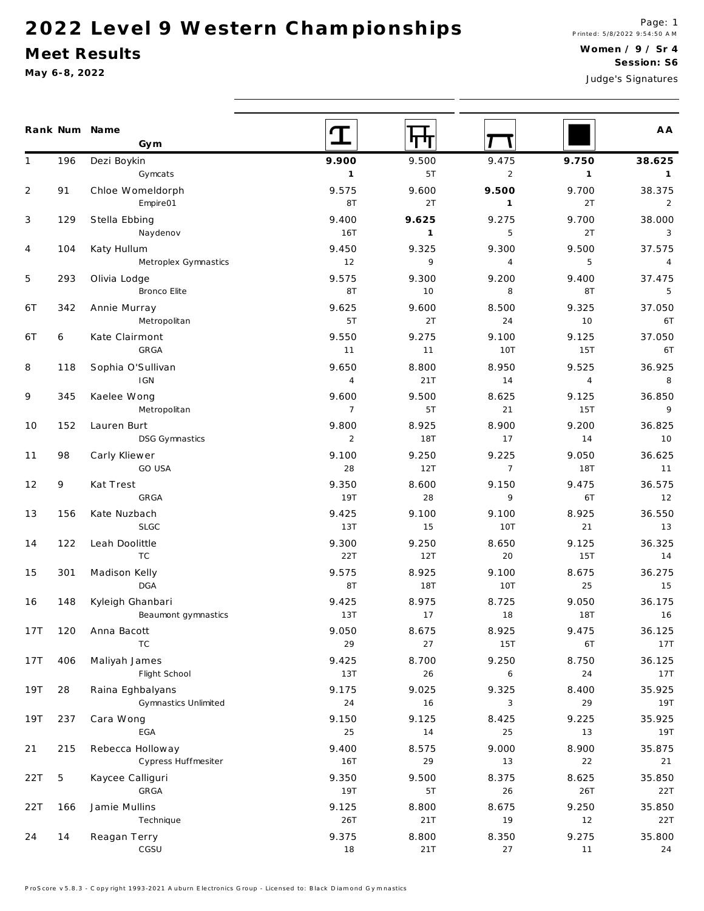# 2022 Level 9 Western Championships

## Meet Results

**May 6-8, 2022**

Printed: 5/8/2022 9:54:50 AM

**Women / 9 / Sr 4**

**Session: S6**

Judge's Signatures

| Rank | Num | Name / Gym | Vault | Bars | Beam | Floor | AA |
|---|---|---|---|---|---|---|---|
| 1 | 196 | Dezi Boykin<br>Gymcats | **9.900**<br>**1** | 9.500<br>5T | 9.475<br>2 | **9.750**<br>**1** | **38.625**<br>**1** |
| 2 | 91 | Chloe Womeldorph<br>Empire01 | 9.575<br>8T | 9.600<br>2T | **9.500**<br>**1** | 9.700<br>2T | 38.375<br>2 |
| 3 | 129 | Stella Ebbing<br>Naydenov | 9.400<br>16T | **9.625**<br>**1** | 9.275<br>5 | 9.700<br>2T | 38.000<br>3 |
| 4 | 104 | Katy Hullum<br>Metroplex Gymnastics | 9.450<br>12 | 9.325<br>9 | 9.300<br>4 | 9.500<br>5 | 37.575<br>4 |
| 5 | 293 | Olivia Lodge<br>Bronco Elite | 9.575<br>8T | 9.300<br>10 | 9.200<br>8 | 9.400<br>8T | 37.475<br>5 |
| 6T | 342 | Annie Murray<br>Metropolitan | 9.625<br>5T | 9.600<br>2T | 8.500<br>24 | 9.325<br>10 | 37.050<br>6T |
| 6T | 6 | Kate Clairmont<br>GRGA | 9.550<br>11 | 9.275<br>11 | 9.100<br>10T | 9.125<br>15T | 37.050<br>6T |
| 8 | 118 | Sophia O'Sullivan<br>IGN | 9.650<br>4 | 8.800<br>21T | 8.950<br>14 | 9.525<br>4 | 36.925<br>8 |
| 9 | 345 | Kaelee Wong<br>Metropolitan | 9.600<br>7 | 9.500<br>5T | 8.625<br>21 | 9.125<br>15T | 36.850<br>9 |
| 10 | 152 | Lauren Burt<br>DSG Gymnastics | 9.800<br>2 | 8.925<br>18T | 8.900<br>17 | 9.200<br>14 | 36.825<br>10 |
| 11 | 98 | Carly Kliewer<br>GO USA | 9.100<br>28 | 9.250<br>12T | 9.225<br>7 | 9.050<br>18T | 36.625<br>11 |
| 12 | 9 | Kat Trest<br>GRGA | 9.350<br>19T | 8.600<br>28 | 9.150<br>9 | 9.475<br>6T | 36.575<br>12 |
| 13 | 156 | Kate Nuzbach<br>SLGC | 9.425<br>13T | 9.100<br>15 | 9.100<br>10T | 8.925<br>21 | 36.550<br>13 |
| 14 | 122 | Leah Doolittle<br>TC | 9.300<br>22T | 9.250<br>12T | 8.650<br>20 | 9.125<br>15T | 36.325<br>14 |
| 15 | 301 | Madison Kelly<br>DGA | 9.575<br>8T | 8.925<br>18T | 9.100<br>10T | 8.675<br>25 | 36.275<br>15 |
| 16 | 148 | Kyleigh Ghanbari<br>Beaumont gymnastics | 9.425<br>13T | 8.975<br>17 | 8.725<br>18 | 9.050<br>18T | 36.175<br>16 |
| 17T | 120 | Anna Bacott<br>TC | 9.050<br>29 | 8.675<br>27 | 8.925<br>15T | 9.475<br>6T | 36.125<br>17T |
| 17T | 406 | Maliyah James<br>Flight School | 9.425<br>13T | 8.700<br>26 | 9.250<br>6 | 8.750<br>24 | 36.125<br>17T |
| 19T | 28 | Raina Eghbalyans<br>Gymnastics Unlimited | 9.175<br>24 | 9.025<br>16 | 9.325<br>3 | 8.400<br>29 | 35.925<br>19T |
| 19T | 237 | Cara Wong<br>EGA | 9.150<br>25 | 9.125<br>14 | 8.425<br>25 | 9.225<br>13 | 35.925<br>19T |
| 21 | 215 | Rebecca Holloway<br>Cypress Huffmesiter | 9.400<br>16T | 8.575<br>29 | 9.000<br>13 | 8.900<br>22 | 35.875<br>21 |
| 22T | 5 | Kaycee Calliguri<br>GRGA | 9.350<br>19T | 9.500<br>5T | 8.375<br>26 | 8.625<br>26T | 35.850<br>22T |
| 22T | 166 | Jamie Mullins<br>Technique | 9.125<br>26T | 8.800<br>21T | 8.675<br>19 | 9.250<br>12 | 35.850<br>22T |
| 24 | 14 | Reagan Terry<br>CGSU | 9.375<br>18 | 8.800<br>21T | 8.350<br>27 | 9.275<br>11 | 35.800<br>24 |

ProScore v5.8.3 - Copyright 1993-2021 Auburn Electronics Group - Licensed to: Black Diamond Gymnastics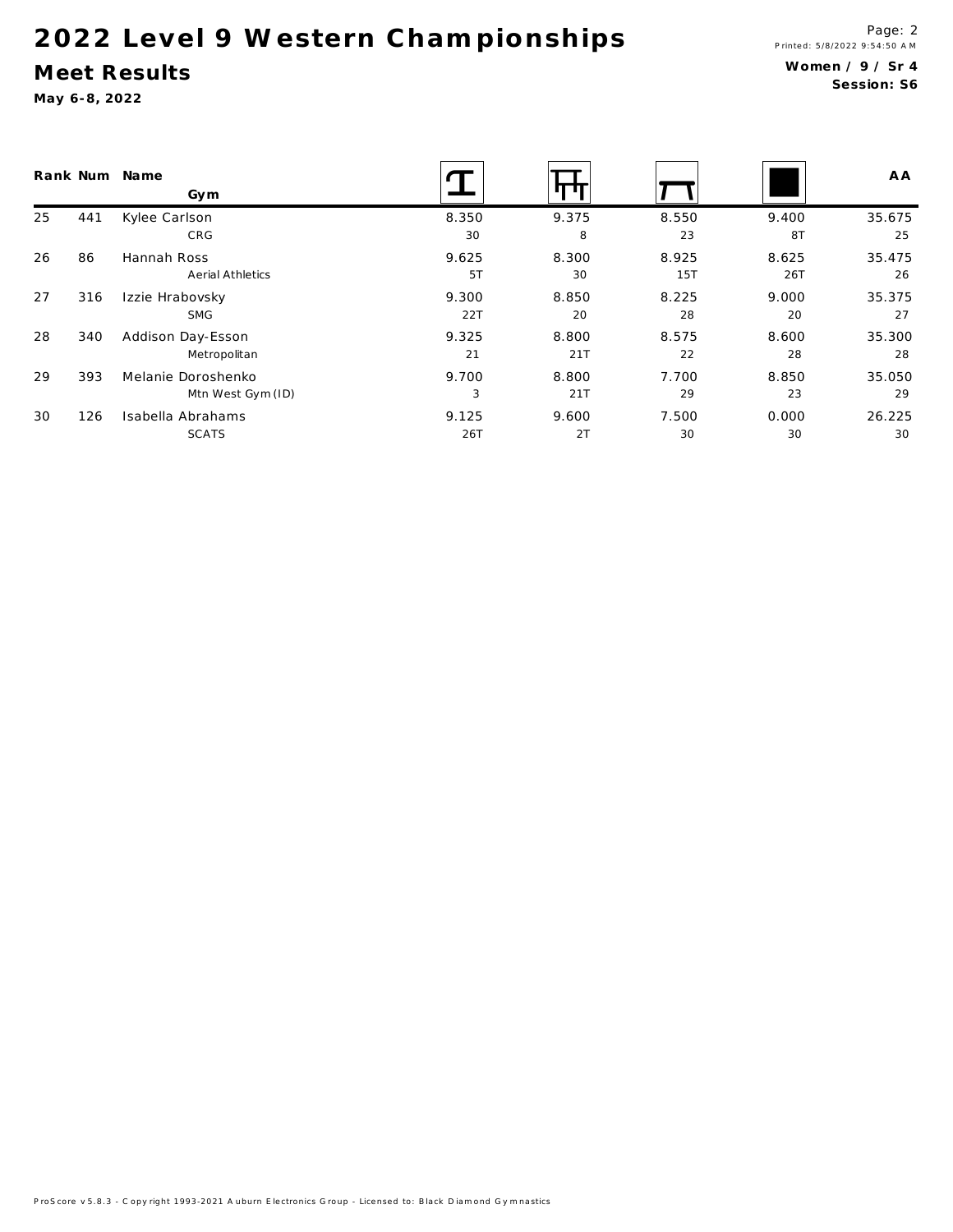# 2022 Level 9 Western Championships

## Meet Results

**May 6-8, 2022**

Page: 2
Printed: 5/8/2022 9:54:50 AM

**Women / 9 / Sr 4**
**Session: S6**

| Rank | Num | Name / Gym | Vault | Bars | Beam | Floor | AA |
|---|---|---|---|---|---|---|---|
| 25 | 441 | Kylee Carlson | 8.350 | 9.375 | 8.550 | 9.400 | 35.675 |
| | | CRG | 30 | 8 | 23 | 8T | 25 |
| 26 | 86 | Hannah Ross | 9.625 | 8.300 | 8.925 | 8.625 | 35.475 |
| | | Aerial Athletics | 5T | 30 | 15T | 26T | 26 |
| 27 | 316 | Izzie Hrabovsky | 9.300 | 8.850 | 8.225 | 9.000 | 35.375 |
| | | SMG | 22T | 20 | 28 | 20 | 27 |
| 28 | 340 | Addison Day-Esson | 9.325 | 8.800 | 8.575 | 8.600 | 35.300 |
| | | Metropolitan | 21 | 21T | 22 | 28 | 28 |
| 29 | 393 | Melanie Doroshenko | 9.700 | 8.800 | 7.700 | 8.850 | 35.050 |
| | | Mtn West Gym (ID) | 3 | 21T | 29 | 23 | 29 |
| 30 | 126 | Isabella Abrahams | 9.125 | 9.600 | 7.500 | 0.000 | 26.225 |
| | | SCATS | 26T | 2T | 30 | 30 | 30 |

ProScore v5.8.3 - Copyright 1993-2021 Auburn Electronics Group - Licensed to: Black Diamond Gymnastics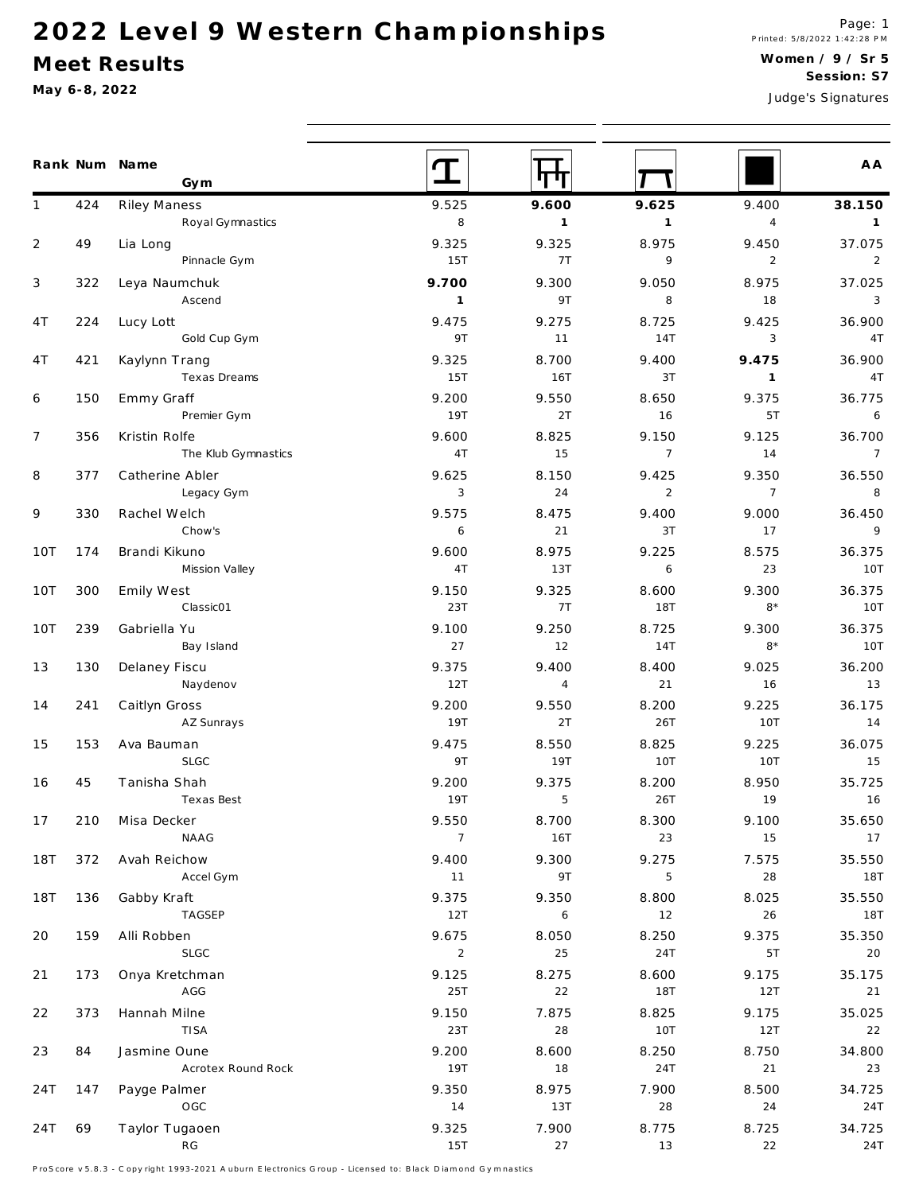# 2022 Level 9 Western Championships

## Meet Results

May 6-8, 2022

Printed: 5/8/2022 1:42:28 PM

**Women / 9 / Sr 5**

**Session: S7**

Judge's Signatures

| Rank | Num | Name / Gym | Vault | Bars | Beam | Floor | AA |
|---|---|---|---|---|---|---|---|
| 1 | 424 | Riley Maness<br>Royal Gymnastics | 9.525<br>8 | **9.600**<br>**1** | **9.625**<br>**1** | 9.400<br>4 | **38.150**<br>**1** |
| 2 | 49 | Lia Long<br>Pinnacle Gym | 9.325<br>15T | 9.325<br>7T | 8.975<br>9 | 9.450<br>2 | 37.075<br>2 |
| 3 | 322 | Leya Naumchuk<br>Ascend | **9.700**<br>**1** | 9.300<br>9T | 9.050<br>8 | 8.975<br>18 | 37.025<br>3 |
| 4T | 224 | Lucy Lott<br>Gold Cup Gym | 9.475<br>9T | 9.275<br>11 | 8.725<br>14T | 9.425<br>3 | 36.900<br>4T |
| 4T | 421 | Kaylynn Trang<br>Texas Dreams | 9.325<br>15T | 8.700<br>16T | 9.400<br>3T | **9.475**<br>**1** | 36.900<br>4T |
| 6 | 150 | Emmy Graff<br>Premier Gym | 9.200<br>19T | 9.550<br>2T | 8.650<br>16 | 9.375<br>5T | 36.775<br>6 |
| 7 | 356 | Kristin Rolfe<br>The Klub Gymnastics | 9.600<br>4T | 8.825<br>15 | 9.150<br>7 | 9.125<br>14 | 36.700<br>7 |
| 8 | 377 | Catherine Abler<br>Legacy Gym | 9.625<br>3 | 8.150<br>24 | 9.425<br>2 | 9.350<br>7 | 36.550<br>8 |
| 9 | 330 | Rachel Welch<br>Chow's | 9.575<br>6 | 8.475<br>21 | 9.400<br>3T | 9.000<br>17 | 36.450<br>9 |
| 10T | 174 | Brandi Kikuno<br>Mission Valley | 9.600<br>4T | 8.975<br>13T | 9.225<br>6 | 8.575<br>23 | 36.375<br>10T |
| 10T | 300 | Emily West<br>Classic01 | 9.150<br>23T | 9.325<br>7T | 8.600<br>18T | 9.300<br>8* | 36.375<br>10T |
| 10T | 239 | Gabriella Yu<br>Bay Island | 9.100<br>27 | 9.250<br>12 | 8.725<br>14T | 9.300<br>8* | 36.375<br>10T |
| 13 | 130 | Delaney Fiscu<br>Naydenov | 9.375<br>12T | 9.400<br>4 | 8.400<br>21 | 9.025<br>16 | 36.200<br>13 |
| 14 | 241 | Caitlyn Gross<br>AZ Sunrays | 9.200<br>19T | 9.550<br>2T | 8.200<br>26T | 9.225<br>10T | 36.175<br>14 |
| 15 | 153 | Ava Bauman<br>SLGC | 9.475<br>9T | 8.550<br>19T | 8.825<br>10T | 9.225<br>10T | 36.075<br>15 |
| 16 | 45 | Tanisha Shah<br>Texas Best | 9.200<br>19T | 9.375<br>5 | 8.200<br>26T | 8.950<br>19 | 35.725<br>16 |
| 17 | 210 | Misa Decker<br>NAAG | 9.550<br>7 | 8.700<br>16T | 8.300<br>23 | 9.100<br>15 | 35.650<br>17 |
| 18T | 372 | Avah Reichow<br>Accel Gym | 9.400<br>11 | 9.300<br>9T | 9.275<br>5 | 7.575<br>28 | 35.550<br>18T |
| 18T | 136 | Gabby Kraft<br>TAGSEP | 9.375<br>12T | 9.350<br>6 | 8.800<br>12 | 8.025<br>26 | 35.550<br>18T |
| 20 | 159 | Alli Robben<br>SLGC | 9.675<br>2 | 8.050<br>25 | 8.250<br>24T | 9.375<br>5T | 35.350<br>20 |
| 21 | 173 | Onya Kretchman<br>AGG | 9.125<br>25T | 8.275<br>22 | 8.600<br>18T | 9.175<br>12T | 35.175<br>21 |
| 22 | 373 | Hannah Milne<br>TISA | 9.150<br>23T | 7.875<br>28 | 8.825<br>10T | 9.175<br>12T | 35.025<br>22 |
| 23 | 84 | Jasmine Oune<br>Acrotex Round Rock | 9.200<br>19T | 8.600<br>18 | 8.250<br>24T | 8.750<br>21 | 34.800<br>23 |
| 24T | 147 | Payge Palmer<br>OGC | 9.350<br>14 | 8.975<br>13T | 7.900<br>28 | 8.500<br>24 | 34.725<br>24T |
| 24T | 69 | Taylor Tugaoen<br>RG | 9.325<br>15T | 7.900<br>27 | 8.775<br>13 | 8.725<br>22 | 34.725<br>24T |

ProScore v5.8.3 - Copyright 1993-2021 Auburn Electronics Group - Licensed to: Black Diamond Gymnastics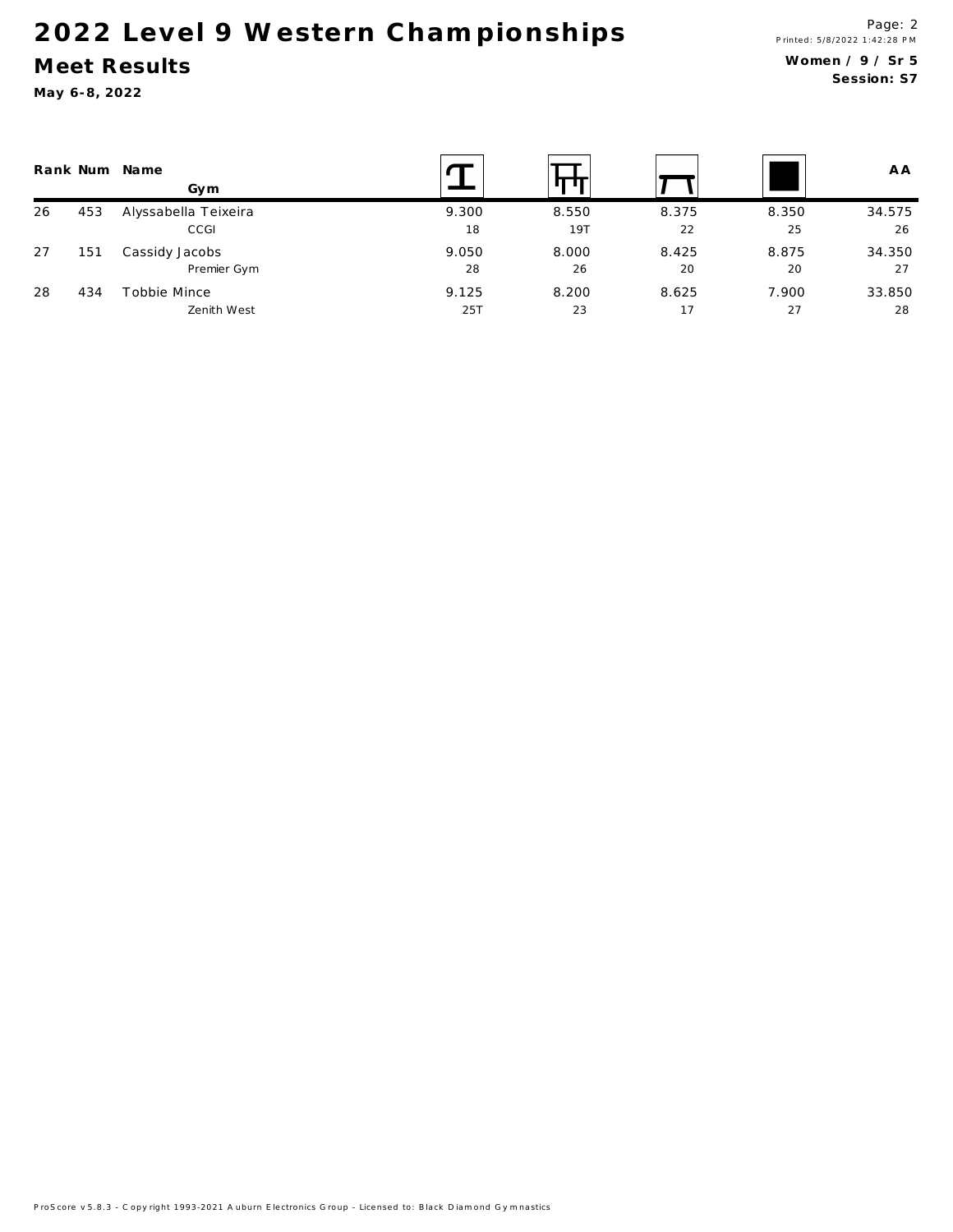# 2022 Level 9 Western Championships

## Meet Results

**May 6-8, 2022**

**Women / 9 / Sr 5**
**Session: S7**

| Rank | Num | Name / Gym | Vault | Bars | Beam | Floor | AA |
|---|---|---|---|---|---|---|---|
| 26 | 453 | Alyssabella Teixeira | 9.300 | 8.550 | 8.375 | 8.350 | 34.575 |
| | | CCGI | 18 | 19T | 22 | 25 | 26 |
| 27 | 151 | Cassidy Jacobs | 9.050 | 8.000 | 8.425 | 8.875 | 34.350 |
| | | Premier Gym | 28 | 26 | 20 | 20 | 27 |
| 28 | 434 | Tobbie Mince | 9.125 | 8.200 | 8.625 | 7.900 | 33.850 |
| | | Zenith West | 25T | 23 | 17 | 27 | 28 |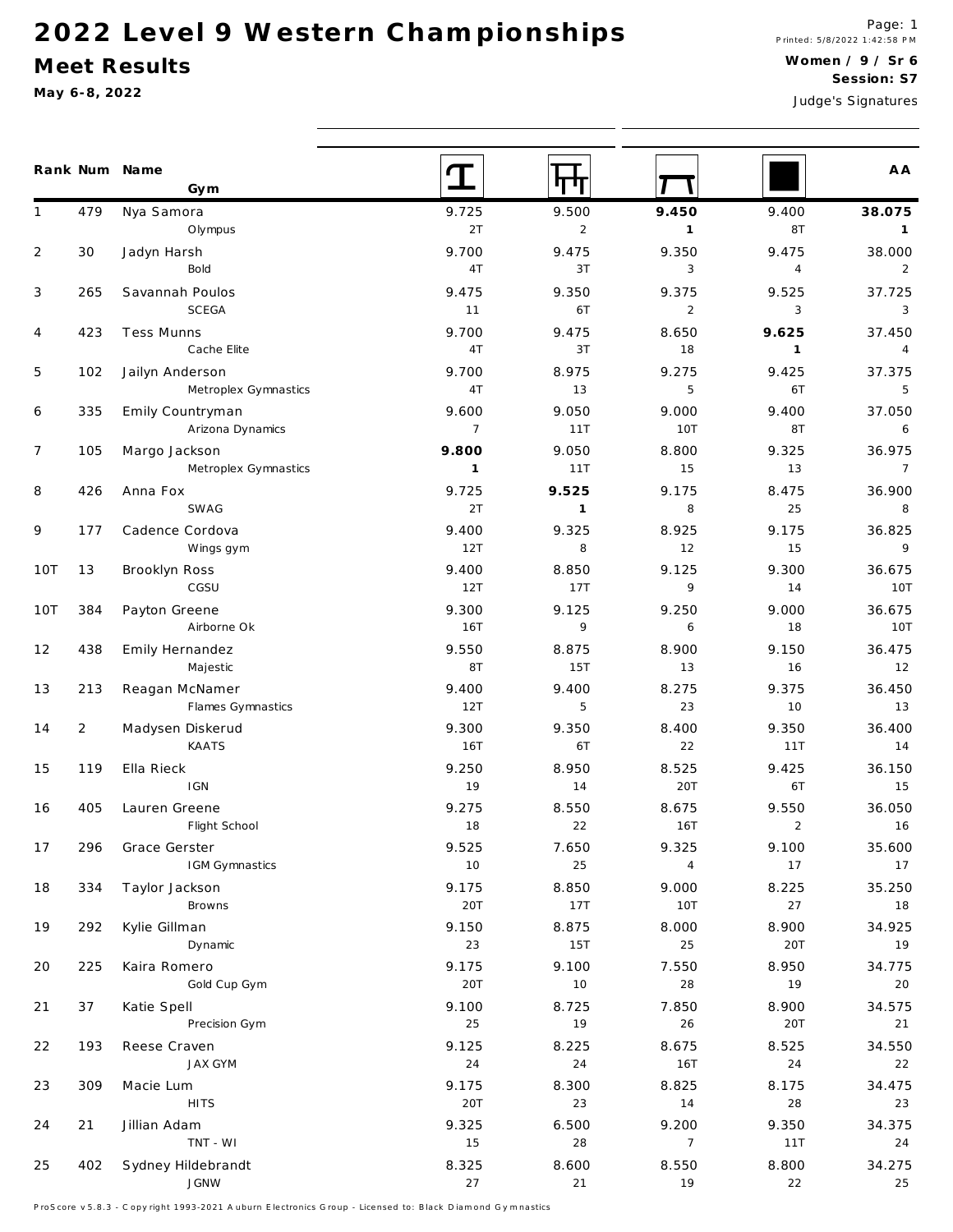# 2022 Level 9 Western Championships

## Meet Results

**May 6-8, 2022**

Printed: 5/8/2022 1:42:58 PM

**Women / 9 / Sr 6**

**Session: S7**

Judge's Signatures

| Rank | Num | Name / Gym | Vault | Bars | Beam | Floor | AA |
|---|---|---|---|---|---|---|---|
| 1 | 479 | Nya Samora<br>Olympus | 9.725<br>2T | 9.500<br>2 | **9.450**<br>**1** | 9.400<br>8T | **38.075**<br>**1** |
| 2 | 30 | Jadyn Harsh<br>Bold | 9.700<br>4T | 9.475<br>3T | 9.350<br>3 | 9.475<br>4 | 38.000<br>2 |
| 3 | 265 | Savannah Poulos<br>SCEGA | 9.475<br>11 | 9.350<br>6T | 9.375<br>2 | 9.525<br>3 | 37.725<br>3 |
| 4 | 423 | Tess Munns<br>Cache Elite | 9.700<br>4T | 9.475<br>3T | 8.650<br>18 | **9.625**<br>**1** | 37.450<br>4 |
| 5 | 102 | Jailyn Anderson<br>Metroplex Gymnastics | 9.700<br>4T | 8.975<br>13 | 9.275<br>5 | 9.425<br>6T | 37.375<br>5 |
| 6 | 335 | Emily Countryman<br>Arizona Dynamics | 9.600<br>7 | 9.050<br>11T | 9.000<br>10T | 9.400<br>8T | 37.050<br>6 |
| 7 | 105 | Margo Jackson<br>Metroplex Gymnastics | **9.800**<br>**1** | 9.050<br>11T | 8.800<br>15 | 9.325<br>13 | 36.975<br>7 |
| 8 | 426 | Anna Fox<br>SWAG | 9.725<br>2T | **9.525**<br>**1** | 9.175<br>8 | 8.475<br>25 | 36.900<br>8 |
| 9 | 177 | Cadence Cordova<br>Wings gym | 9.400<br>12T | 9.325<br>8 | 8.925<br>12 | 9.175<br>15 | 36.825<br>9 |
| 10T | 13 | Brooklyn Ross<br>CGSU | 9.400<br>12T | 8.850<br>17T | 9.125<br>9 | 9.300<br>14 | 36.675<br>10T |
| 10T | 384 | Payton Greene<br>Airborne Ok | 9.300<br>16T | 9.125<br>9 | 9.250<br>6 | 9.000<br>18 | 36.675<br>10T |
| 12 | 438 | Emily Hernandez<br>Majestic | 9.550<br>8T | 8.875<br>15T | 8.900<br>13 | 9.150<br>16 | 36.475<br>12 |
| 13 | 213 | Reagan McNamer<br>Flames Gymnastics | 9.400<br>12T | 9.400<br>5 | 8.275<br>23 | 9.375<br>10 | 36.450<br>13 |
| 14 | 2 | Madysen Diskerud<br>KAATS | 9.300<br>16T | 9.350<br>6T | 8.400<br>22 | 9.350<br>11T | 36.400<br>14 |
| 15 | 119 | Ella Rieck<br>IGN | 9.250<br>19 | 8.950<br>14 | 8.525<br>20T | 9.425<br>6T | 36.150<br>15 |
| 16 | 405 | Lauren Greene<br>Flight School | 9.275<br>18 | 8.550<br>22 | 8.675<br>16T | 9.550<br>2 | 36.050<br>16 |
| 17 | 296 | Grace Gerster<br>IGM Gymnastics | 9.525<br>10 | 7.650<br>25 | 9.325<br>4 | 9.100<br>17 | 35.600<br>17 |
| 18 | 334 | Taylor Jackson<br>Browns | 9.175<br>20T | 8.850<br>17T | 9.000<br>10T | 8.225<br>27 | 35.250<br>18 |
| 19 | 292 | Kylie Gillman<br>Dynamic | 9.150<br>23 | 8.875<br>15T | 8.000<br>25 | 8.900<br>20T | 34.925<br>19 |
| 20 | 225 | Kaira Romero<br>Gold Cup Gym | 9.175<br>20T | 9.100<br>10 | 7.550<br>28 | 8.950<br>19 | 34.775<br>20 |
| 21 | 37 | Katie Spell<br>Precision Gym | 9.100<br>25 | 8.725<br>19 | 7.850<br>26 | 8.900<br>20T | 34.575<br>21 |
| 22 | 193 | Reese Craven<br>JAX GYM | 9.125<br>24 | 8.225<br>24 | 8.675<br>16T | 8.525<br>24 | 34.550<br>22 |
| 23 | 309 | Macie Lum<br>HITS | 9.175<br>20T | 8.300<br>23 | 8.825<br>14 | 8.175<br>28 | 34.475<br>23 |
| 24 | 21 | Jillian Adam<br>TNT - WI | 9.325<br>15 | 6.500<br>28 | 9.200<br>7 | 9.350<br>11T | 34.375<br>24 |
| 25 | 402 | Sydney Hildebrandt<br>JGNW | 8.325<br>27 | 8.600<br>21 | 8.550<br>19 | 8.800<br>22 | 34.275<br>25 |

ProScore v5.8.3 - Copyright 1993-2021 Auburn Electronics Group - Licensed to: Black Diamond Gymnastics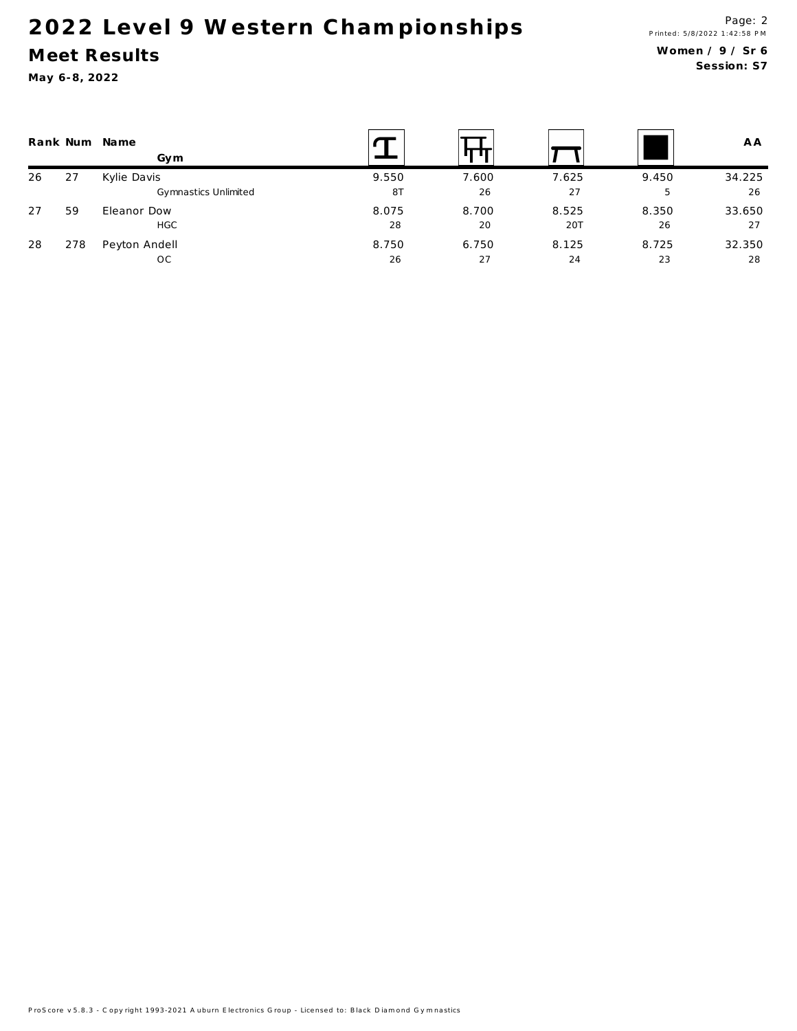# 2022 Level 9 Western Championships

## Meet Results

**May 6-8, 2022**

**Women / 9 / Sr 6**
**Session: S7**

| Rank | Num | Name / Gym | Vault | Bars | Beam | Floor | AA |
|---|---|---|---|---|---|---|---|
| 26 | 27 | Kylie Davis | 9.550 | 7.600 | 7.625 | 9.450 | 34.225 |
| | | Gymnastics Unlimited | 8T | 26 | 27 | 5 | 26 |
| 27 | 59 | Eleanor Dow | 8.075 | 8.700 | 8.525 | 8.350 | 33.650 |
| | | HGC | 28 | 20 | 20T | 26 | 27 |
| 28 | 278 | Peyton Andell | 8.750 | 6.750 | 8.125 | 8.725 | 32.350 |
| | | OC | 26 | 27 | 24 | 23 | 28 |

ProScore v5.8.3 - Copyright 1993-2021 Auburn Electronics Group - Licensed to: Black Diamond Gymnastics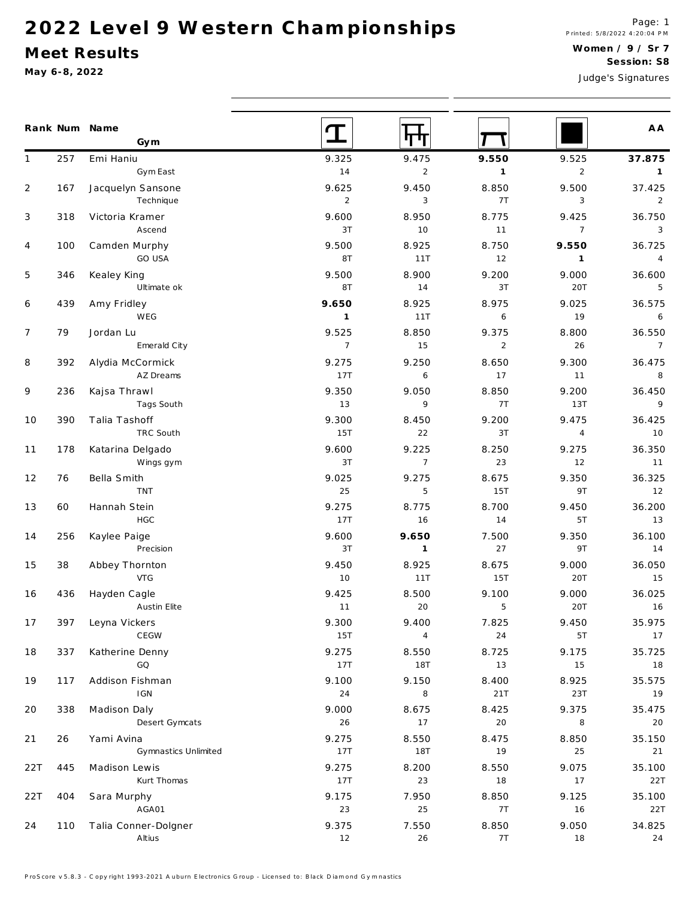# 2022 Level 9 Western Championships

## Meet Results

**May 6-8, 2022**

Printed: 5/8/2022 4:20:04 PM

**Women / 9 / Sr 7**

**Session: S8**

Judge's Signatures

| Rank | Num | Name / Gym | Vault | Bars | Beam | Floor | AA |
|---|---|---|---|---|---|---|---|
| 1 | 257 | Emi Haniu<br>Gym East | 9.325<br>14 | 9.475<br>2 | **9.550**<br>**1** | 9.525<br>2 | **37.875**<br>**1** |
| 2 | 167 | Jacquelyn Sansone<br>Technique | 9.625<br>2 | 9.450<br>3 | 8.850<br>7T | 9.500<br>3 | 37.425<br>2 |
| 3 | 318 | Victoria Kramer<br>Ascend | 9.600<br>3T | 8.950<br>10 | 8.775<br>11 | 9.425<br>7 | 36.750<br>3 |
| 4 | 100 | Camden Murphy<br>GO USA | 9.500<br>8T | 8.925<br>11T | 8.750<br>12 | **9.550**<br>**1** | 36.725<br>4 |
| 5 | 346 | Kealey King<br>Ultimate ok | 9.500<br>8T | 8.900<br>14 | 9.200<br>3T | 9.000<br>20T | 36.600<br>5 |
| 6 | 439 | Amy Fridley<br>WEG | **9.650**<br>**1** | 8.925<br>11T | 8.975<br>6 | 9.025<br>19 | 36.575<br>6 |
| 7 | 79 | Jordan Lu<br>Emerald City | 9.525<br>7 | 8.850<br>15 | 9.375<br>2 | 8.800<br>26 | 36.550<br>7 |
| 8 | 392 | Alydia McCormick<br>AZ Dreams | 9.275<br>17T | 9.250<br>6 | 8.650<br>17 | 9.300<br>11 | 36.475<br>8 |
| 9 | 236 | Kajsa Thrawl<br>Tags South | 9.350<br>13 | 9.050<br>9 | 8.850<br>7T | 9.200<br>13T | 36.450<br>9 |
| 10 | 390 | Talia Tashoff<br>TRC South | 9.300<br>15T | 8.450<br>22 | 9.200<br>3T | 9.475<br>4 | 36.425<br>10 |
| 11 | 178 | Katarina Delgado<br>Wings gym | 9.600<br>3T | 9.225<br>7 | 8.250<br>23 | 9.275<br>12 | 36.350<br>11 |
| 12 | 76 | Bella Smith<br>TNT | 9.025<br>25 | 9.275<br>5 | 8.675<br>15T | 9.350<br>9T | 36.325<br>12 |
| 13 | 60 | Hannah Stein<br>HGC | 9.275<br>17T | 8.775<br>16 | 8.700<br>14 | 9.450<br>5T | 36.200<br>13 |
| 14 | 256 | Kaylee Paige<br>Precision | 9.600<br>3T | **9.650**<br>**1** | 7.500<br>27 | 9.350<br>9T | 36.100<br>14 |
| 15 | 38 | Abbey Thornton<br>VTG | 9.450<br>10 | 8.925<br>11T | 8.675<br>15T | 9.000<br>20T | 36.050<br>15 |
| 16 | 436 | Hayden Cagle<br>Austin Elite | 9.425<br>11 | 8.500<br>20 | 9.100<br>5 | 9.000<br>20T | 36.025<br>16 |
| 17 | 397 | Leyna Vickers<br>CEGW | 9.300<br>15T | 9.400<br>4 | 7.825<br>24 | 9.450<br>5T | 35.975<br>17 |
| 18 | 337 | Katherine Denny<br>GQ | 9.275<br>17T | 8.550<br>18T | 8.725<br>13 | 9.175<br>15 | 35.725<br>18 |
| 19 | 117 | Addison Fishman<br>IGN | 9.100<br>24 | 9.150<br>8 | 8.400<br>21T | 8.925<br>23T | 35.575<br>19 |
| 20 | 338 | Madison Daly<br>Desert Gymcats | 9.000<br>26 | 8.675<br>17 | 8.425<br>20 | 9.375<br>8 | 35.475<br>20 |
| 21 | 26 | Yami Avina<br>Gymnastics Unlimited | 9.275<br>17T | 8.550<br>18T | 8.475<br>19 | 8.850<br>25 | 35.150<br>21 |
| 22T | 445 | Madison Lewis<br>Kurt Thomas | 9.275<br>17T | 8.200<br>23 | 8.550<br>18 | 9.075<br>17 | 35.100<br>22T |
| 22T | 404 | Sara Murphy<br>AGA01 | 9.175<br>23 | 7.950<br>25 | 8.850<br>7T | 9.125<br>16 | 35.100<br>22T |
| 24 | 110 | Talia Conner-Dolgner<br>Altius | 9.375<br>12 | 7.550<br>26 | 8.850<br>7T | 9.050<br>18 | 34.825<br>24 |

ProScore v5.8.3 - Copyright 1993-2021 Auburn Electronics Group - Licensed to: Black Diamond Gymnastics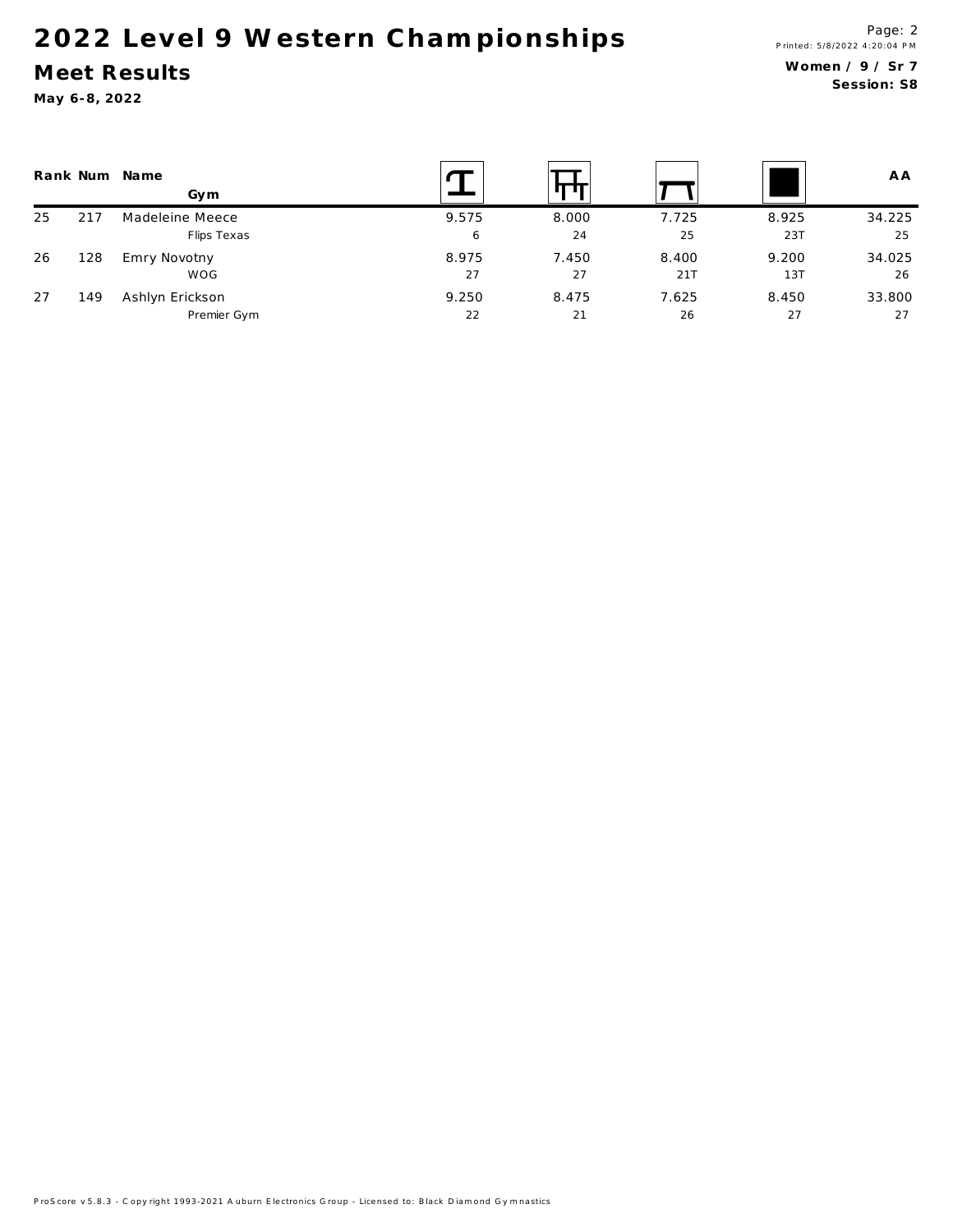# 2022 Level 9 Western Championships

## Meet Results

**May 6-8, 2022**

**Women / 9 / Sr 7**
**Session: S8**

| Rank | Num | Name / Gym | Vault | Bars | Beam | Floor | AA |
|---|---|---|---|---|---|---|---|
| 25 | 217 | Madeleine Meece | 9.575 | 8.000 | 7.725 | 8.925 | 34.225 |
| | | Flips Texas | 6 | 24 | 25 | 23T | 25 |
| 26 | 128 | Emry Novotny | 8.975 | 7.450 | 8.400 | 9.200 | 34.025 |
| | | WOG | 27 | 27 | 21T | 13T | 26 |
| 27 | 149 | Ashlyn Erickson | 9.250 | 8.475 | 7.625 | 8.450 | 33.800 |
| | | Premier Gym | 22 | 21 | 26 | 27 | 27 |

ProScore v5.8.3 - Copyright 1993-2021 Auburn Electronics Group - Licensed to: Black Diamond Gymnastics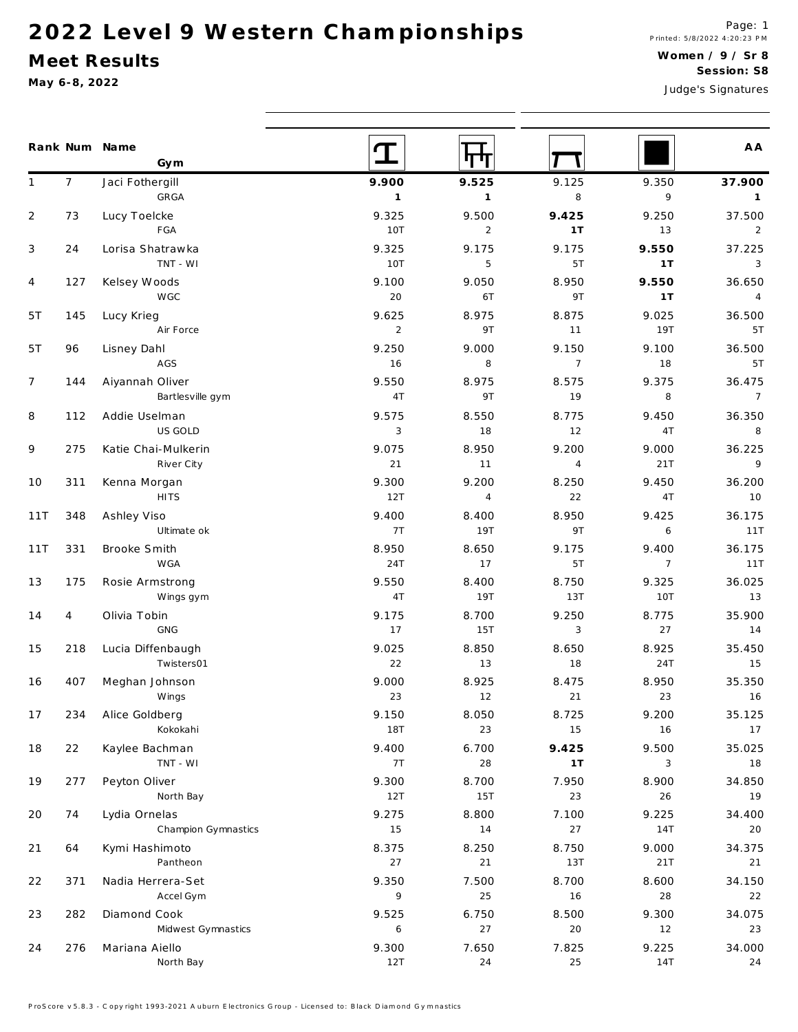# 2022 Level 9 Western Championships

## Meet Results

**May 6-8, 2022**

Printed: 5/8/2022 4:20:23 PM

**Women / 9 / Sr 8**
**Session: S8**

Judge's Signatures

| Rank | Num | Name / Gym | Vault | Bars | Beam | Floor | AA |
|---|---|---|---|---|---|---|---|
| 1 | 7 | Jaci Fothergill<br>GRGA | **9.900**<br>**1** | **9.525**<br>**1** | 9.125<br>8 | 9.350<br>9 | **37.900**<br>**1** |
| 2 | 73 | Lucy Toelcke<br>FGA | 9.325<br>10T | 9.500<br>2 | **9.425**<br>**1T** | 9.250<br>13 | 37.500<br>2 |
| 3 | 24 | Lorisa Shatrawka<br>TNT - WI | 9.325<br>10T | 9.175<br>5 | 9.175<br>5T | **9.550**<br>**1T** | 37.225<br>3 |
| 4 | 127 | Kelsey Woods<br>WGC | 9.100<br>20 | 9.050<br>6T | 8.950<br>9T | **9.550**<br>**1T** | 36.650<br>4 |
| 5T | 145 | Lucy Krieg<br>Air Force | 9.625<br>2 | 8.975<br>9T | 8.875<br>11 | 9.025<br>19T | 36.500<br>5T |
| 5T | 96 | Lisney Dahl<br>AGS | 9.250<br>16 | 9.000<br>8 | 9.150<br>7 | 9.100<br>18 | 36.500<br>5T |
| 7 | 144 | Aiyannah Oliver<br>Bartlesville gym | 9.550<br>4T | 8.975<br>9T | 8.575<br>19 | 9.375<br>8 | 36.475<br>7 |
| 8 | 112 | Addie Uselman<br>US GOLD | 9.575<br>3 | 8.550<br>18 | 8.775<br>12 | 9.450<br>4T | 36.350<br>8 |
| 9 | 275 | Katie Chai-Mulkerin<br>River City | 9.075<br>21 | 8.950<br>11 | 9.200<br>4 | 9.000<br>21T | 36.225<br>9 |
| 10 | 311 | Kenna Morgan<br>HITS | 9.300<br>12T | 9.200<br>4 | 8.250<br>22 | 9.450<br>4T | 36.200<br>10 |
| 11T | 348 | Ashley Viso<br>Ultimate ok | 9.400<br>7T | 8.400<br>19T | 8.950<br>9T | 9.425<br>6 | 36.175<br>11T |
| 11T | 331 | Brooke Smith<br>WGA | 8.950<br>24T | 8.650<br>17 | 9.175<br>5T | 9.400<br>7 | 36.175<br>11T |
| 13 | 175 | Rosie Armstrong<br>Wings gym | 9.550<br>4T | 8.400<br>19T | 8.750<br>13T | 9.325<br>10T | 36.025<br>13 |
| 14 | 4 | Olivia Tobin<br>GNG | 9.175<br>17 | 8.700<br>15T | 9.250<br>3 | 8.775<br>27 | 35.900<br>14 |
| 15 | 218 | Lucia Diffenbaugh<br>Twisters01 | 9.025<br>22 | 8.850<br>13 | 8.650<br>18 | 8.925<br>24T | 35.450<br>15 |
| 16 | 407 | Meghan Johnson<br>Wings | 9.000<br>23 | 8.925<br>12 | 8.475<br>21 | 8.950<br>23 | 35.350<br>16 |
| 17 | 234 | Alice Goldberg<br>Kokokahi | 9.150<br>18T | 8.050<br>23 | 8.725<br>15 | 9.200<br>16 | 35.125<br>17 |
| 18 | 22 | Kaylee Bachman<br>TNT - WI | 9.400<br>7T | 6.700<br>28 | **9.425**<br>**1T** | 9.500<br>3 | 35.025<br>18 |
| 19 | 277 | Peyton Oliver<br>North Bay | 9.300<br>12T | 8.700<br>15T | 7.950<br>23 | 8.900<br>26 | 34.850<br>19 |
| 20 | 74 | Lydia Ornelas<br>Champion Gymnastics | 9.275<br>15 | 8.800<br>14 | 7.100<br>27 | 9.225<br>14T | 34.400<br>20 |
| 21 | 64 | Kymi Hashimoto<br>Pantheon | 8.375<br>27 | 8.250<br>21 | 8.750<br>13T | 9.000<br>21T | 34.375<br>21 |
| 22 | 371 | Nadia Herrera-Set<br>Accel Gym | 9.350<br>9 | 7.500<br>25 | 8.700<br>16 | 8.600<br>28 | 34.150<br>22 |
| 23 | 282 | Diamond Cook<br>Midwest Gymnastics | 9.525<br>6 | 6.750<br>27 | 8.500<br>20 | 9.300<br>12 | 34.075<br>23 |
| 24 | 276 | Mariana Aiello<br>North Bay | 9.300<br>12T | 7.650<br>24 | 7.825<br>25 | 9.225<br>14T | 34.000<br>24 |

ProScore v5.8.3 - Copyright 1993-2021 Auburn Electronics Group - Licensed to: Black Diamond Gymnastics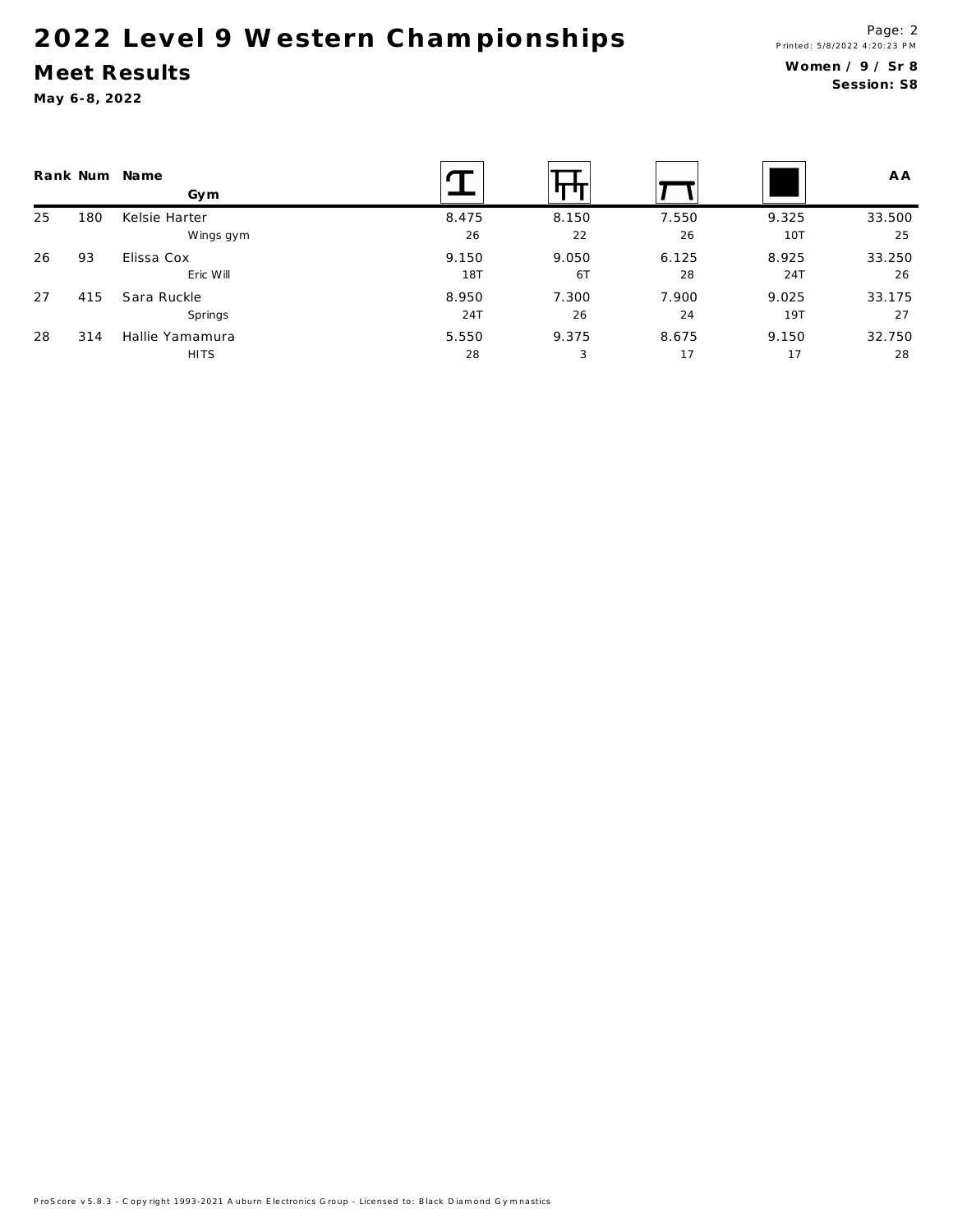# 2022 Level 9 Western Championships

## Meet Results

**May 6-8, 2022**

Printed: 5/8/2022 4:20:23 PM

**Women / 9 / Sr 8**
**Session: S8**

| Rank | Num | Name / Gym | Vault | Bars | Beam | Floor | AA |
|---|---|---|---|---|---|---|---|
| 25 | 180 | Kelsie Harter | 8.475 | 8.150 | 7.550 | 9.325 | 33.500 |
| | | Wings gym | 26 | 22 | 26 | 10T | 25 |
| 26 | 93 | Elissa Cox | 9.150 | 9.050 | 6.125 | 8.925 | 33.250 |
| | | Eric Will | 18T | 6T | 28 | 24T | 26 |
| 27 | 415 | Sara Ruckle | 8.950 | 7.300 | 7.900 | 9.025 | 33.175 |
| | | Springs | 24T | 26 | 24 | 19T | 27 |
| 28 | 314 | Hallie Yamamura | 5.550 | 9.375 | 8.675 | 9.150 | 32.750 |
| | | HITS | 28 | 3 | 17 | 17 | 28 |

ProScore v5.8.3 - Copyright 1993-2021 Auburn Electronics Group - Licensed to: Black Diamond Gymnastics